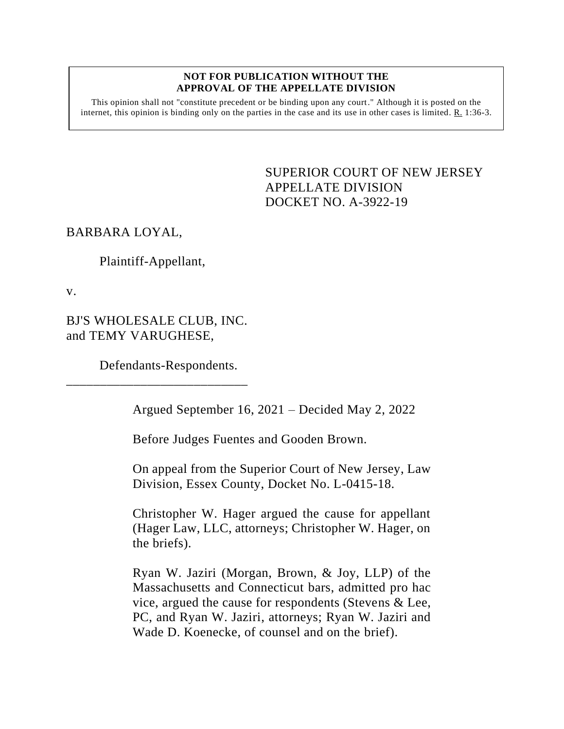**NOT FOR PUBLICATION WITHOUT THE APPROVAL OF THE APPELLATE DIVISION**

This opinion shall not "constitute precedent or be binding upon any court." Although it is posted on the internet, this opinion is binding only on the parties in the case and its use in other cases is limited. R. 1:36-3.

SUPERIOR COURT OF NEW JERSEY
APPELLATE DIVISION
DOCKET NO. A-3922-19

BARBARA LOYAL,

Plaintiff-Appellant,

v.

BJ'S WHOLESALE CLUB, INC. and TEMY VARUGHESE,

Defendants-Respondents.

\_\_\_\_\_\_\_\_\_\_\_\_\_\_\_\_\_\_\_\_\_\_\_\_\_\_\_\_

Argued September 16, 2021 – Decided May 2, 2022

Before Judges Fuentes and Gooden Brown.

On appeal from the Superior Court of New Jersey, Law Division, Essex County, Docket No. L-0415-18.

Christopher W. Hager argued the cause for appellant (Hager Law, LLC, attorneys; Christopher W. Hager, on the briefs).

Ryan W. Jaziri (Morgan, Brown, & Joy, LLP) of the Massachusetts and Connecticut bars, admitted pro hac vice, argued the cause for respondents (Stevens & Lee, PC, and Ryan W. Jaziri, attorneys; Ryan W. Jaziri and Wade D. Koenecke, of counsel and on the brief).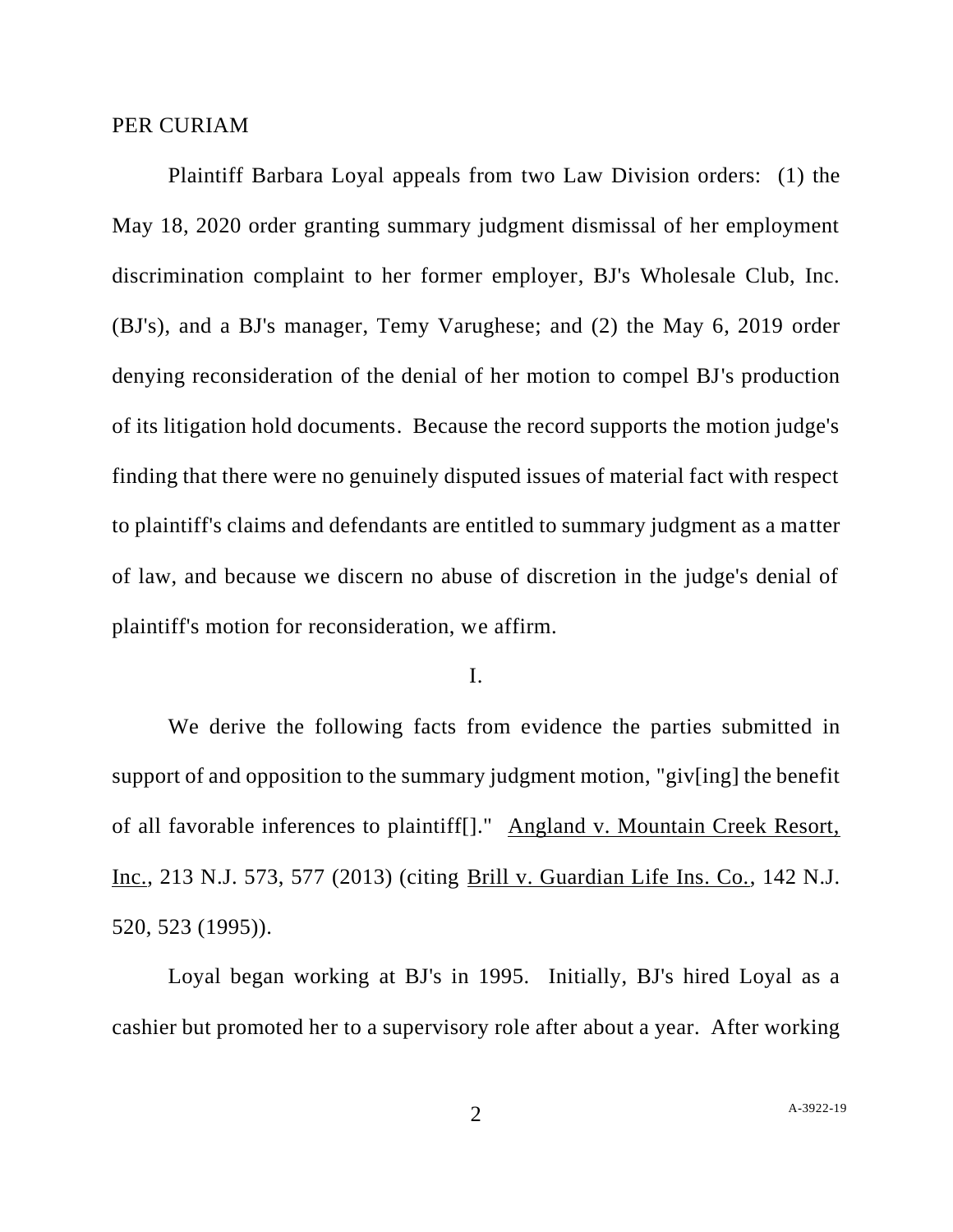PER CURIAM

Plaintiff Barbara Loyal appeals from two Law Division orders: (1) the May 18, 2020 order granting summary judgment dismissal of her employment discrimination complaint to her former employer, BJ's Wholesale Club, Inc. (BJ's), and a BJ's manager, Temy Varughese; and (2) the May 6, 2019 order denying reconsideration of the denial of her motion to compel BJ's production of its litigation hold documents. Because the record supports the motion judge's finding that there were no genuinely disputed issues of material fact with respect to plaintiff's claims and defendants are entitled to summary judgment as a matter of law, and because we discern no abuse of discretion in the judge's denial of plaintiff's motion for reconsideration, we affirm.

I.

We derive the following facts from evidence the parties submitted in support of and opposition to the summary judgment motion, "giv[ing] the benefit of all favorable inferences to plaintiff[]." Angland v. Mountain Creek Resort, Inc., 213 N.J. 573, 577 (2013) (citing Brill v. Guardian Life Ins. Co., 142 N.J. 520, 523 (1995)).

Loyal began working at BJ's in 1995. Initially, BJ's hired Loyal as a cashier but promoted her to a supervisory role after about a year. After working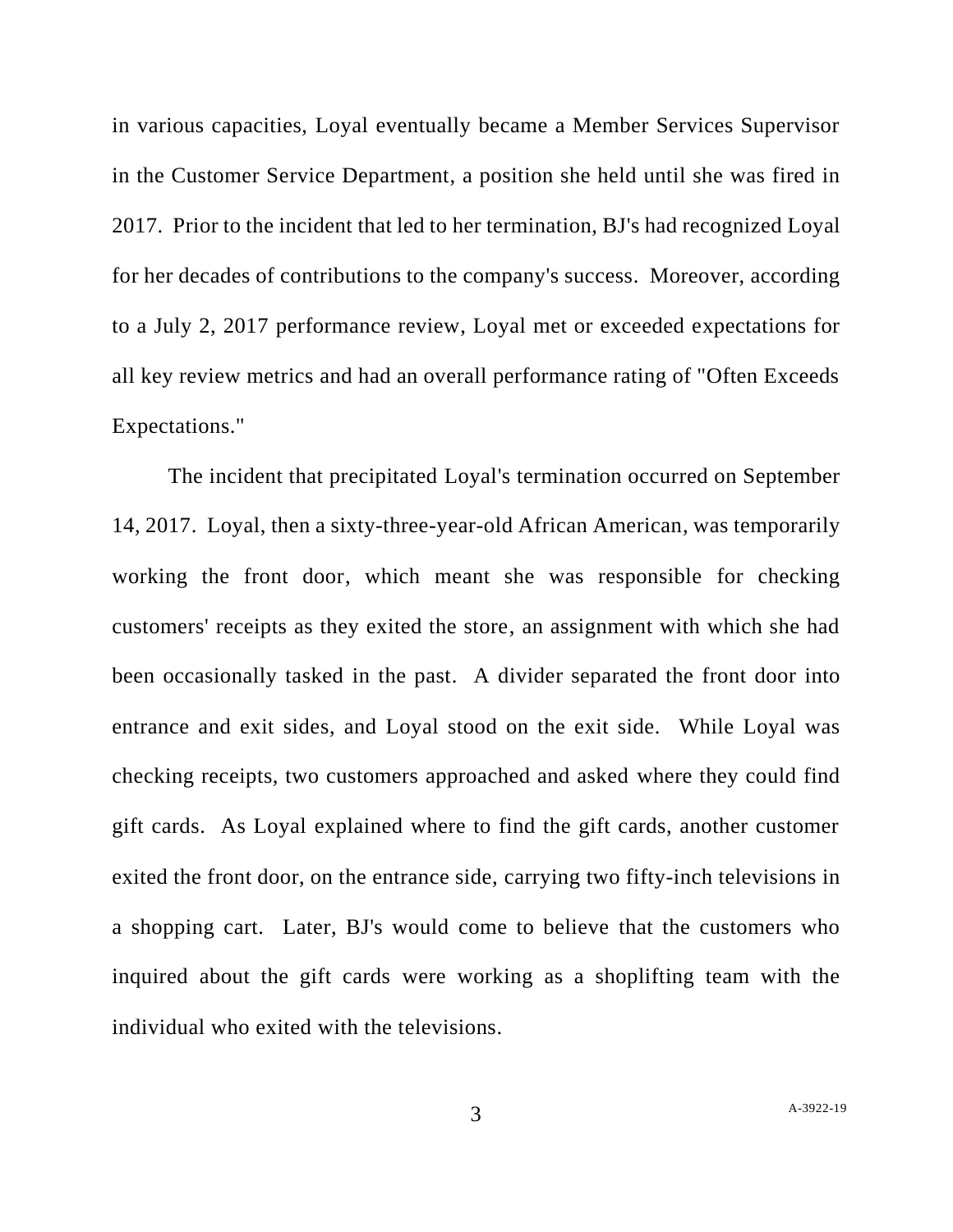in various capacities, Loyal eventually became a Member Services Supervisor in the Customer Service Department, a position she held until she was fired in 2017. Prior to the incident that led to her termination, BJ's had recognized Loyal for her decades of contributions to the company's success. Moreover, according to a July 2, 2017 performance review, Loyal met or exceeded expectations for all key review metrics and had an overall performance rating of "Often Exceeds Expectations."

The incident that precipitated Loyal's termination occurred on September 14, 2017. Loyal, then a sixty-three-year-old African American, was temporarily working the front door, which meant she was responsible for checking customers' receipts as they exited the store, an assignment with which she had been occasionally tasked in the past. A divider separated the front door into entrance and exit sides, and Loyal stood on the exit side. While Loyal was checking receipts, two customers approached and asked where they could find gift cards. As Loyal explained where to find the gift cards, another customer exited the front door, on the entrance side, carrying two fifty-inch televisions in a shopping cart. Later, BJ's would come to believe that the customers who inquired about the gift cards were working as a shoplifting team with the individual who exited with the televisions.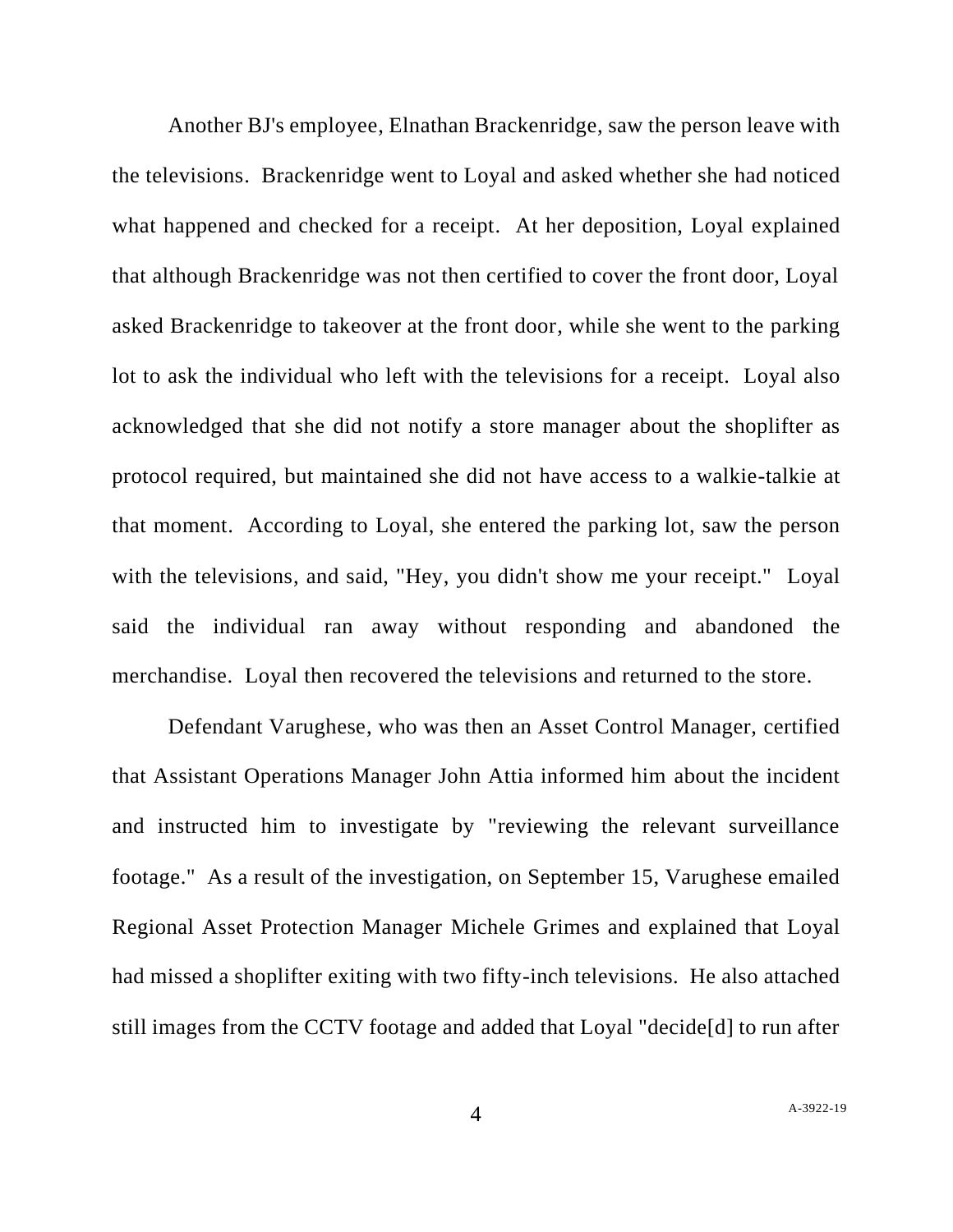Another BJ's employee, Elnathan Brackenridge, saw the person leave with the televisions. Brackenridge went to Loyal and asked whether she had noticed what happened and checked for a receipt. At her deposition, Loyal explained that although Brackenridge was not then certified to cover the front door, Loyal asked Brackenridge to takeover at the front door, while she went to the parking lot to ask the individual who left with the televisions for a receipt. Loyal also acknowledged that she did not notify a store manager about the shoplifter as protocol required, but maintained she did not have access to a walkie-talkie at that moment. According to Loyal, she entered the parking lot, saw the person with the televisions, and said, "Hey, you didn't show me your receipt." Loyal said the individual ran away without responding and abandoned the merchandise. Loyal then recovered the televisions and returned to the store.

Defendant Varughese, who was then an Asset Control Manager, certified that Assistant Operations Manager John Attia informed him about the incident and instructed him to investigate by "reviewing the relevant surveillance footage." As a result of the investigation, on September 15, Varughese emailed Regional Asset Protection Manager Michele Grimes and explained that Loyal had missed a shoplifter exiting with two fifty-inch televisions. He also attached still images from the CCTV footage and added that Loyal "decide[d] to run after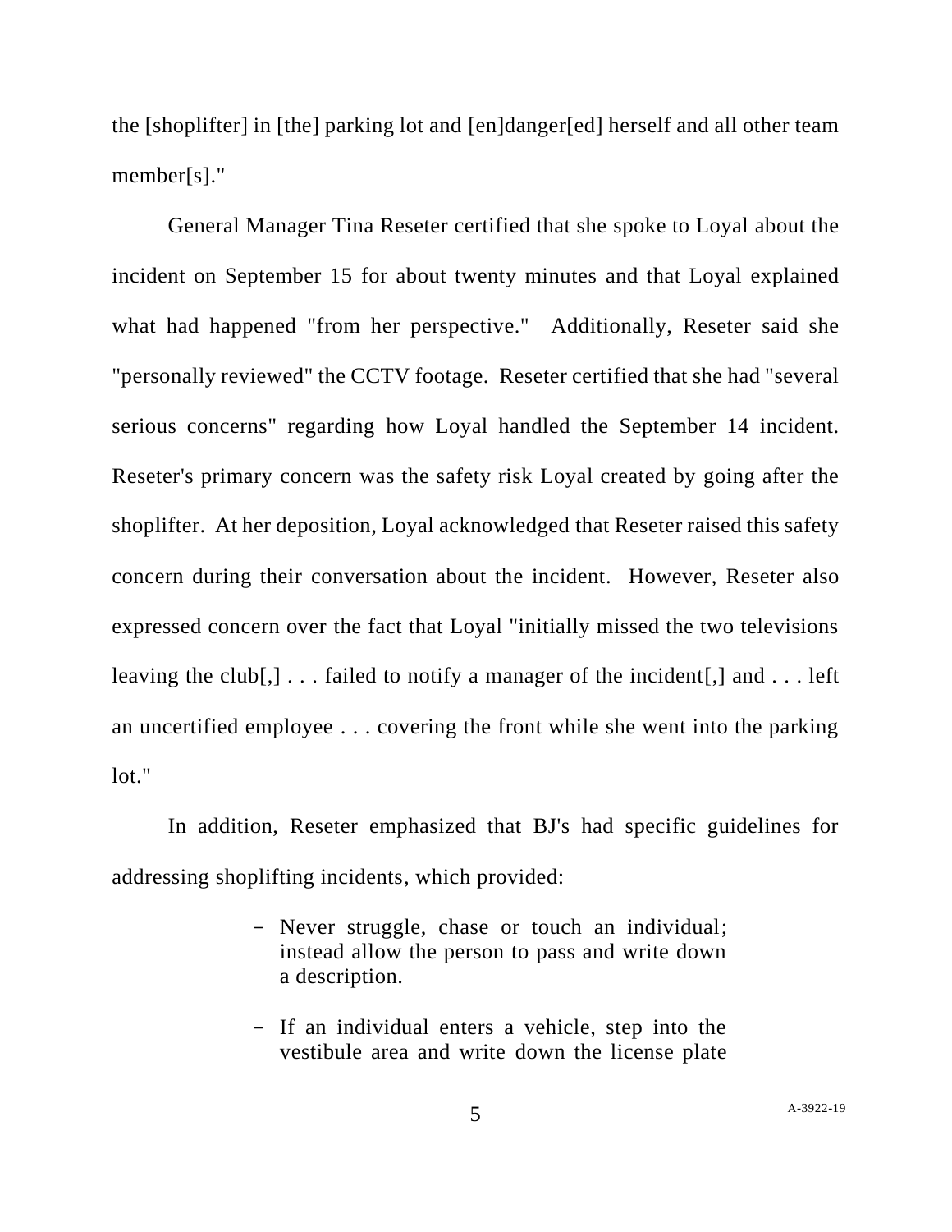the [shoplifter] in [the] parking lot and [en]danger[ed] herself and all other team member[s]."

General Manager Tina Reseter certified that she spoke to Loyal about the incident on September 15 for about twenty minutes and that Loyal explained what had happened "from her perspective." Additionally, Reseter said she "personally reviewed" the CCTV footage. Reseter certified that she had "several serious concerns" regarding how Loyal handled the September 14 incident. Reseter's primary concern was the safety risk Loyal created by going after the shoplifter. At her deposition, Loyal acknowledged that Reseter raised this safety concern during their conversation about the incident. However, Reseter also expressed concern over the fact that Loyal "initially missed the two televisions leaving the club[,] . . . failed to notify a manager of the incident[,] and . . . left an uncertified employee . . . covering the front while she went into the parking lot."

In addition, Reseter emphasized that BJ's had specific guidelines for addressing shoplifting incidents, which provided:

> - Never struggle, chase or touch an individual; instead allow the person to pass and write down a description.
>
> - If an individual enters a vehicle, step into the vestibule area and write down the license plate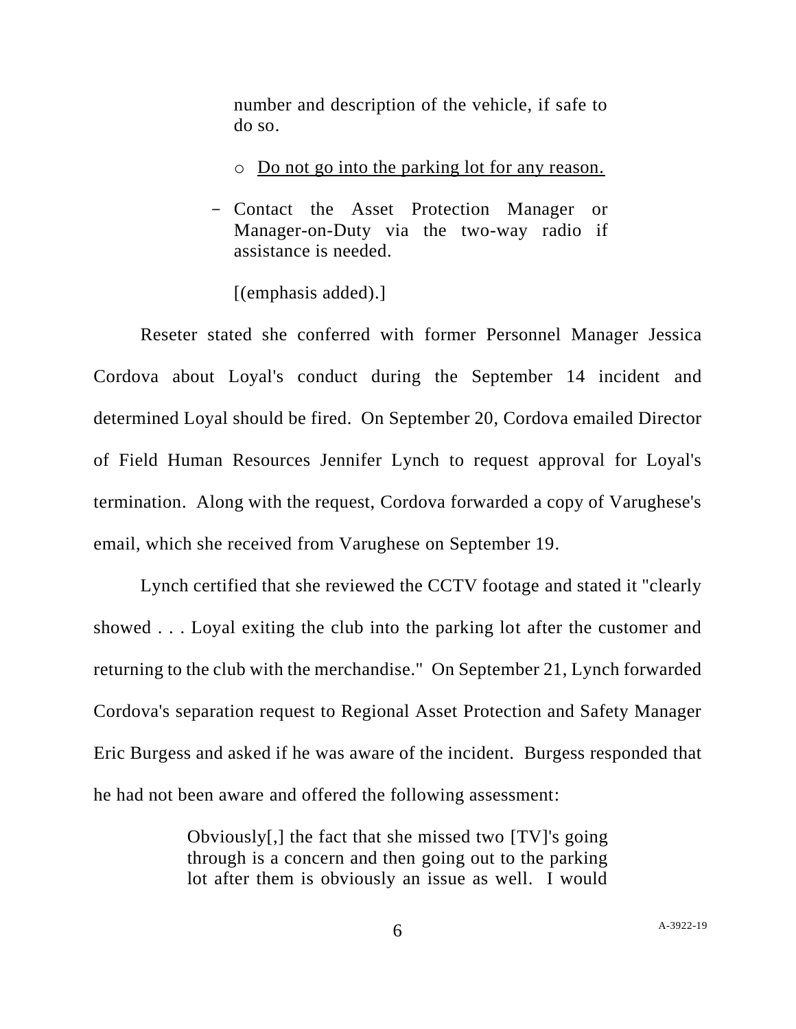> number and description of the vehicle, if safe to do so.
>
> - <u>Do not go into the parking lot for any reason.</u>
>
> - Contact the Asset Protection Manager or Manager-on-Duty via the two-way radio if assistance is needed.
>
> [(emphasis added).]

Reseter stated she conferred with former Personnel Manager Jessica Cordova about Loyal's conduct during the September 14 incident and determined Loyal should be fired. On September 20, Cordova emailed Director of Field Human Resources Jennifer Lynch to request approval for Loyal's termination. Along with the request, Cordova forwarded a copy of Varughese's email, which she received from Varughese on September 19.

Lynch certified that she reviewed the CCTV footage and stated it "clearly showed . . . Loyal exiting the club into the parking lot after the customer and returning to the club with the merchandise." On September 21, Lynch forwarded Cordova's separation request to Regional Asset Protection and Safety Manager Eric Burgess and asked if he was aware of the incident. Burgess responded that he had not been aware and offered the following assessment:

> Obviously[,] the fact that she missed two [TV]'s going through is a concern and then going out to the parking lot after them is obviously an issue as well. I would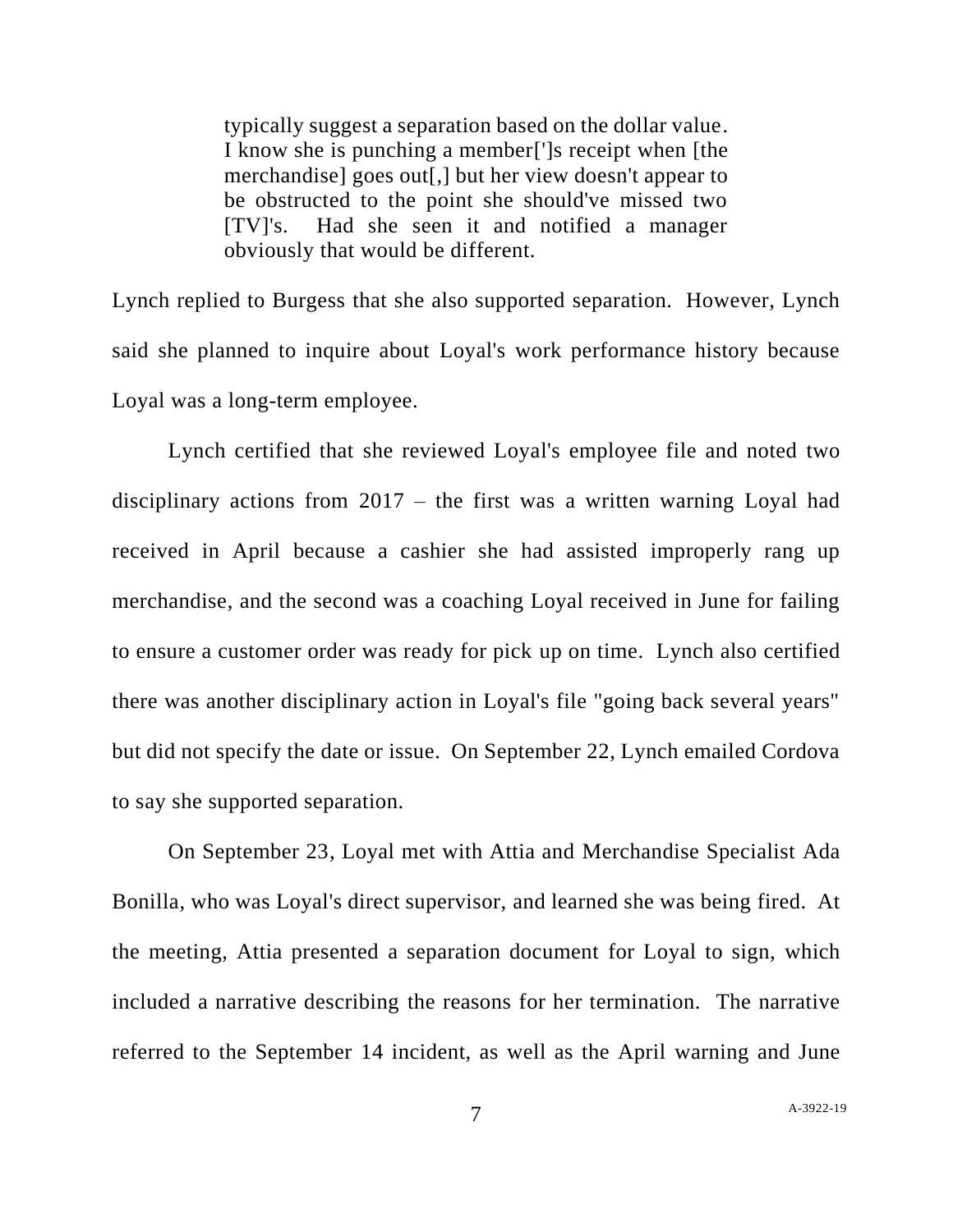> typically suggest a separation based on the dollar value. I know she is punching a member[']s receipt when [the merchandise] goes out[,] but her view doesn't appear to be obstructed to the point she should've missed two [TV]'s. Had she seen it and notified a manager obviously that would be different.

Lynch replied to Burgess that she also supported separation. However, Lynch said she planned to inquire about Loyal's work performance history because Loyal was a long-term employee.

Lynch certified that she reviewed Loyal's employee file and noted two disciplinary actions from 2017 – the first was a written warning Loyal had received in April because a cashier she had assisted improperly rang up merchandise, and the second was a coaching Loyal received in June for failing to ensure a customer order was ready for pick up on time. Lynch also certified there was another disciplinary action in Loyal's file "going back several years" but did not specify the date or issue. On September 22, Lynch emailed Cordova to say she supported separation.

On September 23, Loyal met with Attia and Merchandise Specialist Ada Bonilla, who was Loyal's direct supervisor, and learned she was being fired. At the meeting, Attia presented a separation document for Loyal to sign, which included a narrative describing the reasons for her termination. The narrative referred to the September 14 incident, as well as the April warning and June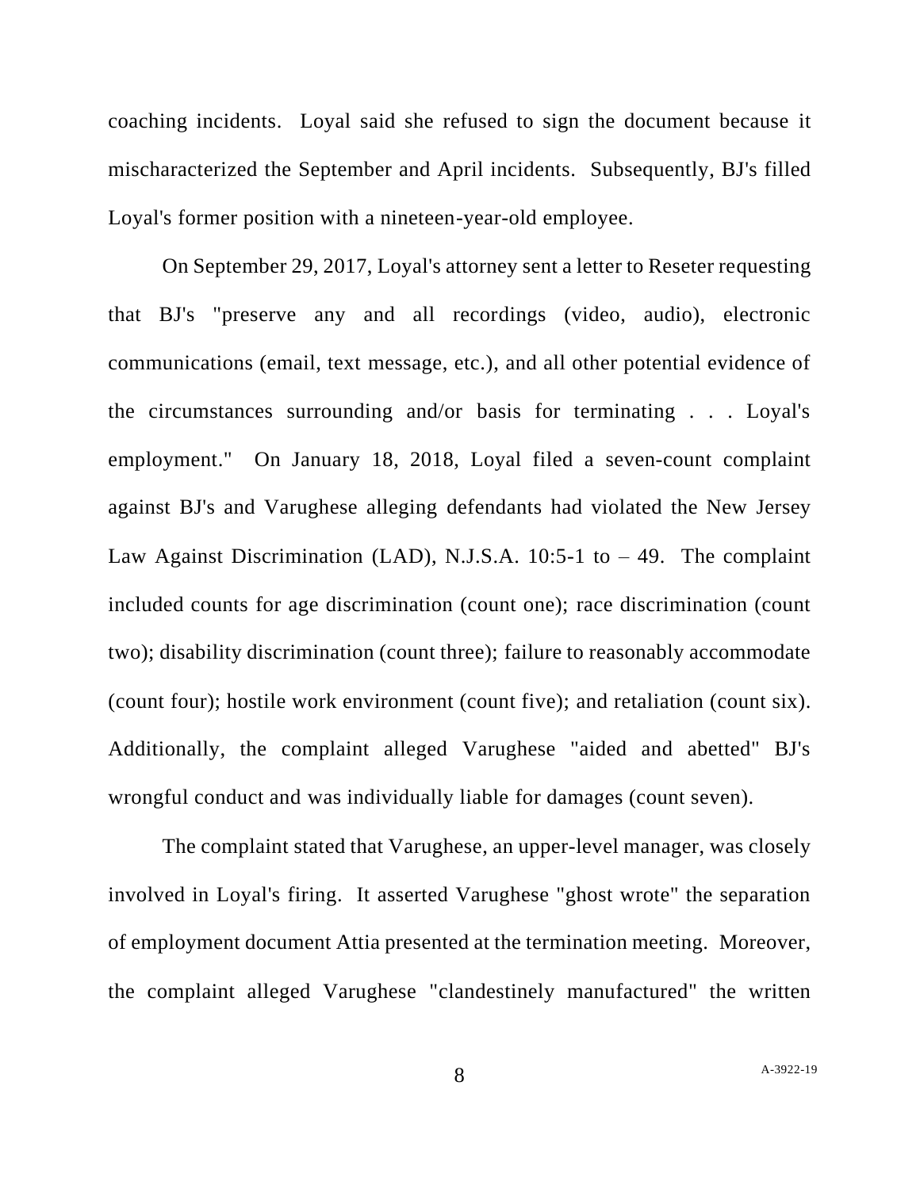coaching incidents. Loyal said she refused to sign the document because it mischaracterized the September and April incidents. Subsequently, BJ's filled Loyal's former position with a nineteen-year-old employee.

On September 29, 2017, Loyal's attorney sent a letter to Reseter requesting that BJ's "preserve any and all recordings (video, audio), electronic communications (email, text message, etc.), and all other potential evidence of the circumstances surrounding and/or basis for terminating . . . Loyal's employment." On January 18, 2018, Loyal filed a seven-count complaint against BJ's and Varughese alleging defendants had violated the New Jersey Law Against Discrimination (LAD), N.J.S.A. 10:5-1 to – 49. The complaint included counts for age discrimination (count one); race discrimination (count two); disability discrimination (count three); failure to reasonably accommodate (count four); hostile work environment (count five); and retaliation (count six). Additionally, the complaint alleged Varughese "aided and abetted" BJ's wrongful conduct and was individually liable for damages (count seven).

The complaint stated that Varughese, an upper-level manager, was closely involved in Loyal's firing. It asserted Varughese "ghost wrote" the separation of employment document Attia presented at the termination meeting. Moreover, the complaint alleged Varughese "clandestinely manufactured" the written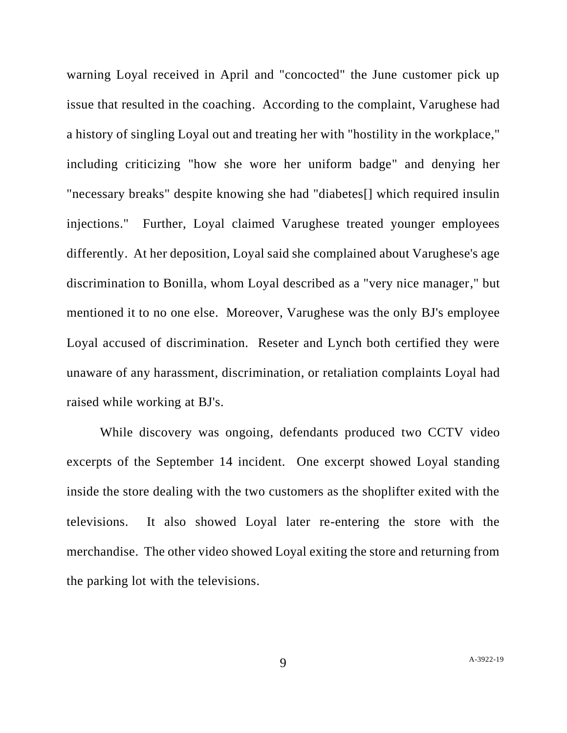warning Loyal received in April and "concocted" the June customer pick up issue that resulted in the coaching. According to the complaint, Varughese had a history of singling Loyal out and treating her with "hostility in the workplace," including criticizing "how she wore her uniform badge" and denying her "necessary breaks" despite knowing she had "diabetes[] which required insulin injections." Further, Loyal claimed Varughese treated younger employees differently. At her deposition, Loyal said she complained about Varughese's age discrimination to Bonilla, whom Loyal described as a "very nice manager," but mentioned it to no one else. Moreover, Varughese was the only BJ's employee Loyal accused of discrimination. Reseter and Lynch both certified they were unaware of any harassment, discrimination, or retaliation complaints Loyal had raised while working at BJ's.

While discovery was ongoing, defendants produced two CCTV video excerpts of the September 14 incident. One excerpt showed Loyal standing inside the store dealing with the two customers as the shoplifter exited with the televisions. It also showed Loyal later re-entering the store with the merchandise. The other video showed Loyal exiting the store and returning from the parking lot with the televisions.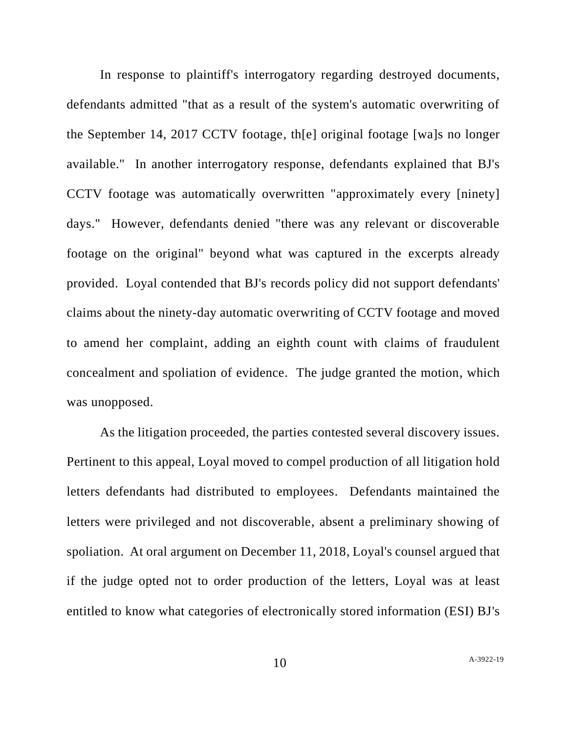In response to plaintiff's interrogatory regarding destroyed documents, defendants admitted "that as a result of the system's automatic overwriting of the September 14, 2017 CCTV footage, th[e] original footage [wa]s no longer available." In another interrogatory response, defendants explained that BJ's CCTV footage was automatically overwritten "approximately every [ninety] days." However, defendants denied "there was any relevant or discoverable footage on the original" beyond what was captured in the excerpts already provided. Loyal contended that BJ's records policy did not support defendants' claims about the ninety-day automatic overwriting of CCTV footage and moved to amend her complaint, adding an eighth count with claims of fraudulent concealment and spoliation of evidence. The judge granted the motion, which was unopposed.

As the litigation proceeded, the parties contested several discovery issues. Pertinent to this appeal, Loyal moved to compel production of all litigation hold letters defendants had distributed to employees. Defendants maintained the letters were privileged and not discoverable, absent a preliminary showing of spoliation. At oral argument on December 11, 2018, Loyal's counsel argued that if the judge opted not to order production of the letters, Loyal was at least entitled to know what categories of electronically stored information (ESI) BJ's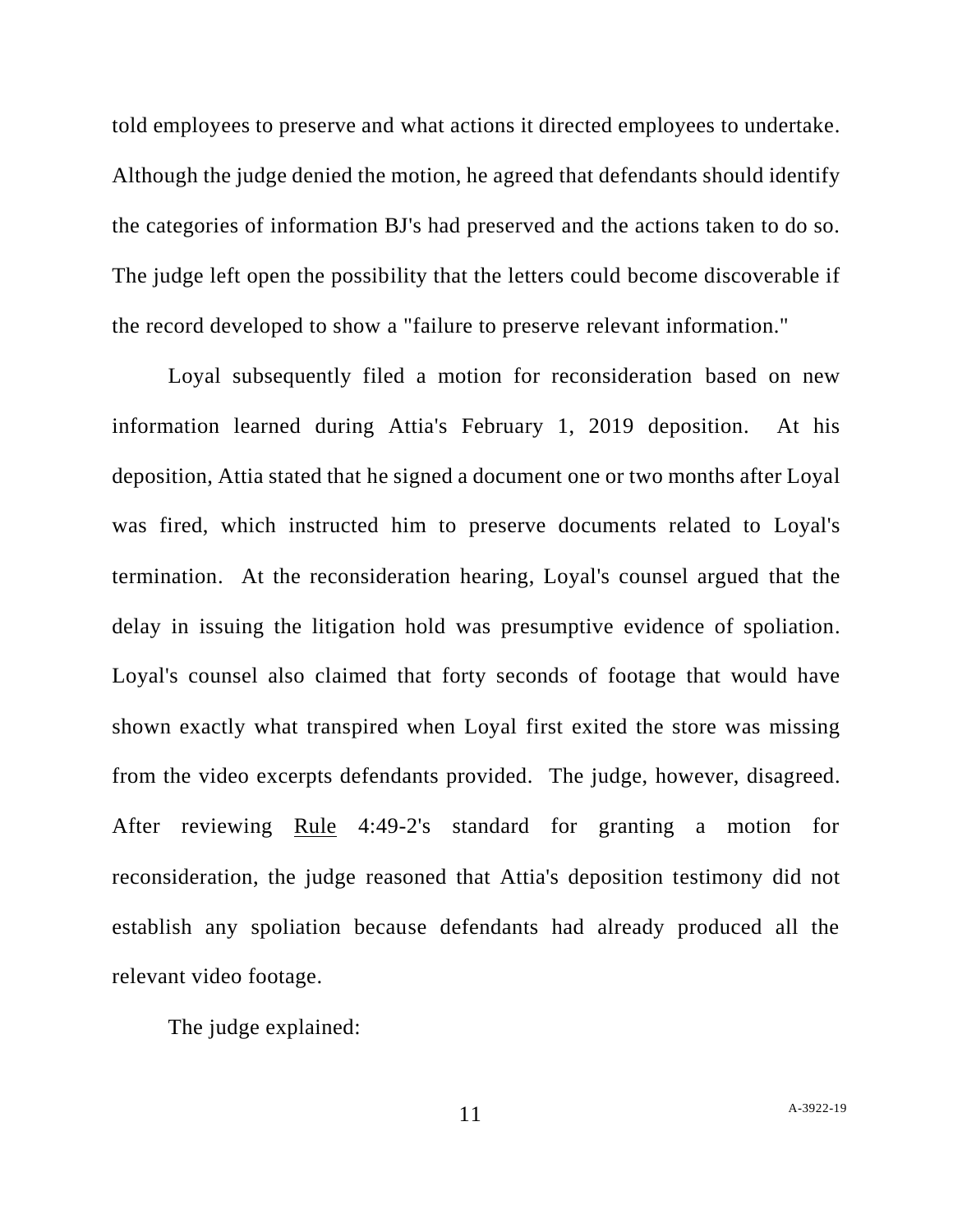told employees to preserve and what actions it directed employees to undertake. Although the judge denied the motion, he agreed that defendants should identify the categories of information BJ's had preserved and the actions taken to do so. The judge left open the possibility that the letters could become discoverable if the record developed to show a "failure to preserve relevant information."

Loyal subsequently filed a motion for reconsideration based on new information learned during Attia's February 1, 2019 deposition. At his deposition, Attia stated that he signed a document one or two months after Loyal was fired, which instructed him to preserve documents related to Loyal's termination. At the reconsideration hearing, Loyal's counsel argued that the delay in issuing the litigation hold was presumptive evidence of spoliation. Loyal's counsel also claimed that forty seconds of footage that would have shown exactly what transpired when Loyal first exited the store was missing from the video excerpts defendants provided. The judge, however, disagreed. After reviewing Rule 4:49-2's standard for granting a motion for reconsideration, the judge reasoned that Attia's deposition testimony did not establish any spoliation because defendants had already produced all the relevant video footage.

The judge explained: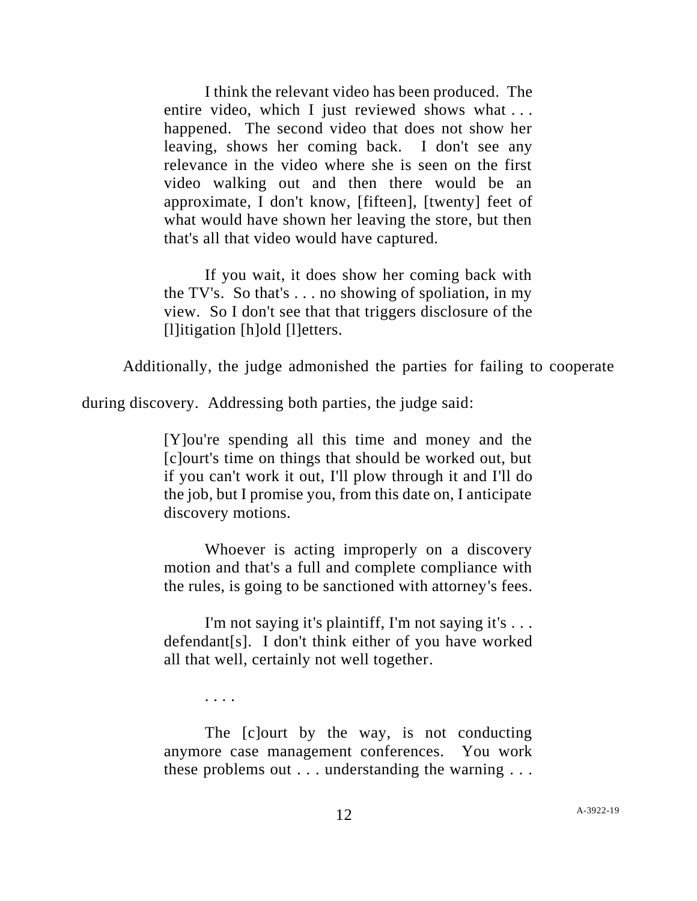> I think the relevant video has been produced. The entire video, which I just reviewed shows what . . . happened. The second video that does not show her leaving, shows her coming back. I don't see any relevance in the video where she is seen on the first video walking out and then there would be an approximate, I don't know, [fifteen], [twenty] feet of what would have shown her leaving the store, but then that's all that video would have captured.
>
> If you wait, it does show her coming back with the TV's. So that's . . . no showing of spoliation, in my view. So I don't see that that triggers disclosure of the [l]itigation [h]old [l]etters.

Additionally, the judge admonished the parties for failing to cooperate during discovery. Addressing both parties, the judge said:

> [Y]ou're spending all this time and money and the [c]ourt's time on things that should be worked out, but if you can't work it out, I'll plow through it and I'll do the job, but I promise you, from this date on, I anticipate discovery motions.
>
> Whoever is acting improperly on a discovery motion and that's a full and complete compliance with the rules, is going to be sanctioned with attorney's fees.
>
> I'm not saying it's plaintiff, I'm not saying it's . . . defendant[s]. I don't think either of you have worked all that well, certainly not well together.
>
> . . . .
>
> The [c]ourt by the way, is not conducting anymore case management conferences. You work these problems out . . . understanding the warning . . .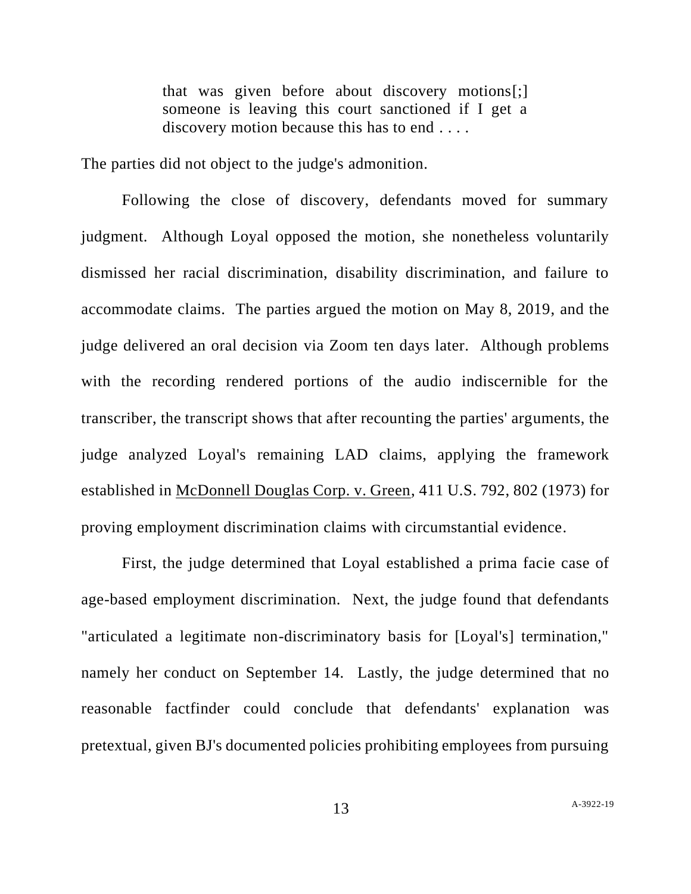> that was given before about discovery motions[;] someone is leaving this court sanctioned if I get a discovery motion because this has to end . . . .

The parties did not object to the judge's admonition.

Following the close of discovery, defendants moved for summary judgment. Although Loyal opposed the motion, she nonetheless voluntarily dismissed her racial discrimination, disability discrimination, and failure to accommodate claims. The parties argued the motion on May 8, 2019, and the judge delivered an oral decision via Zoom ten days later. Although problems with the recording rendered portions of the audio indiscernible for the transcriber, the transcript shows that after recounting the parties' arguments, the judge analyzed Loyal's remaining LAD claims, applying the framework established in McDonnell Douglas Corp. v. Green, 411 U.S. 792, 802 (1973) for proving employment discrimination claims with circumstantial evidence.

First, the judge determined that Loyal established a prima facie case of age-based employment discrimination. Next, the judge found that defendants "articulated a legitimate non-discriminatory basis for [Loyal's] termination," namely her conduct on September 14. Lastly, the judge determined that no reasonable factfinder could conclude that defendants' explanation was pretextual, given BJ's documented policies prohibiting employees from pursuing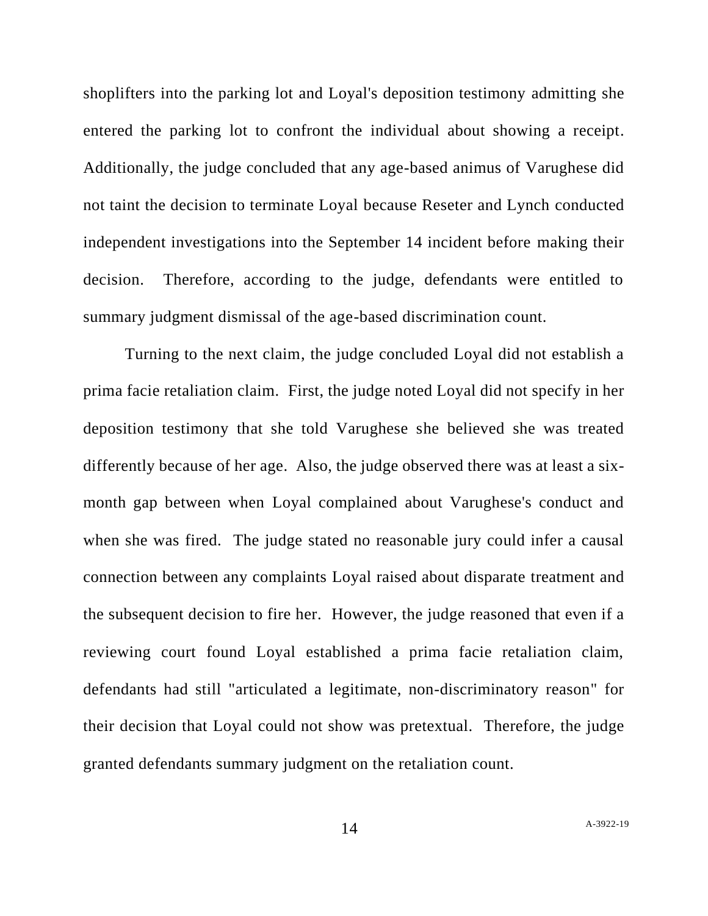shoplifters into the parking lot and Loyal's deposition testimony admitting she entered the parking lot to confront the individual about showing a receipt. Additionally, the judge concluded that any age-based animus of Varughese did not taint the decision to terminate Loyal because Reseter and Lynch conducted independent investigations into the September 14 incident before making their decision. Therefore, according to the judge, defendants were entitled to summary judgment dismissal of the age-based discrimination count.

Turning to the next claim, the judge concluded Loyal did not establish a prima facie retaliation claim. First, the judge noted Loyal did not specify in her deposition testimony that she told Varughese she believed she was treated differently because of her age. Also, the judge observed there was at least a six-month gap between when Loyal complained about Varughese's conduct and when she was fired. The judge stated no reasonable jury could infer a causal connection between any complaints Loyal raised about disparate treatment and the subsequent decision to fire her. However, the judge reasoned that even if a reviewing court found Loyal established a prima facie retaliation claim, defendants had still "articulated a legitimate, non-discriminatory reason" for their decision that Loyal could not show was pretextual. Therefore, the judge granted defendants summary judgment on the retaliation count.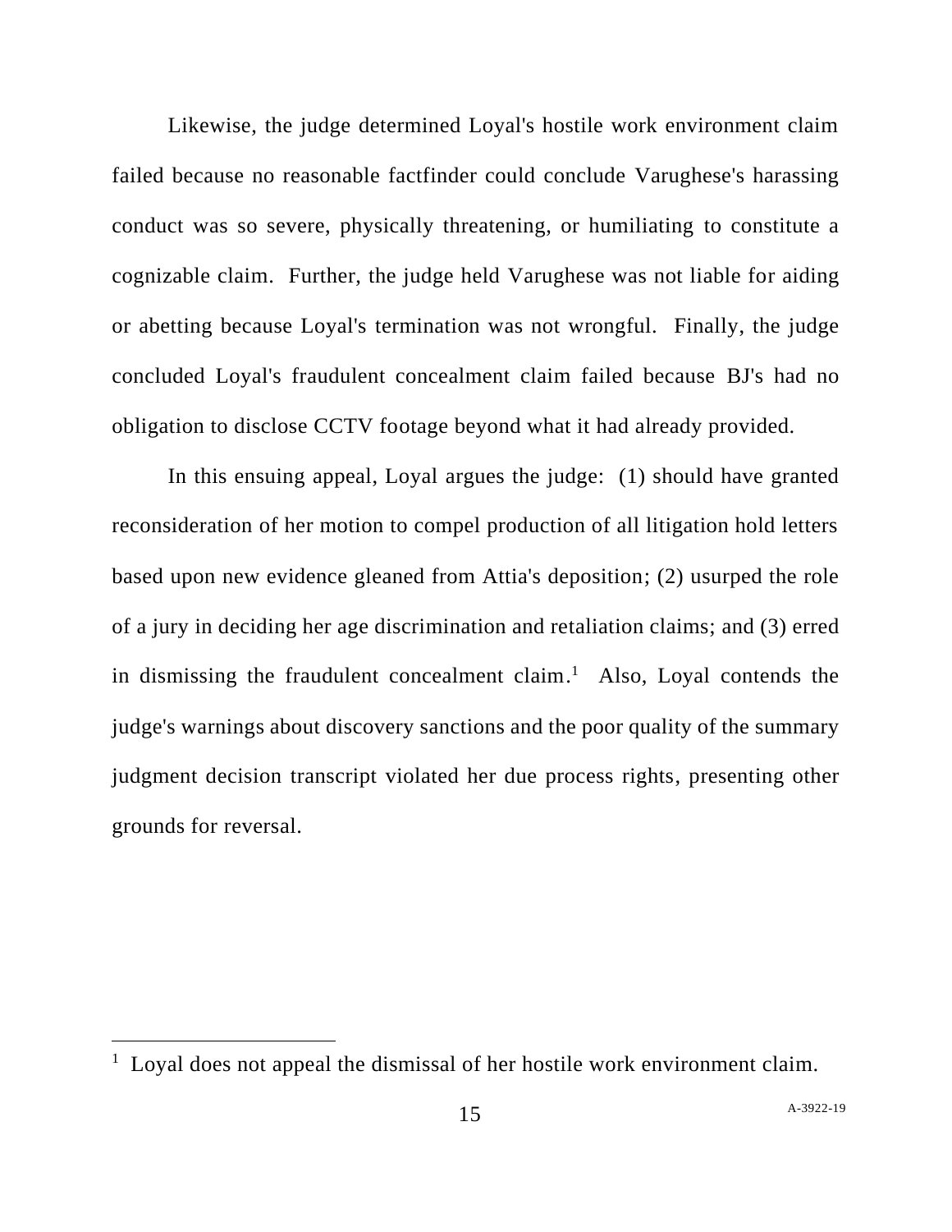Likewise, the judge determined Loyal's hostile work environment claim failed because no reasonable factfinder could conclude Varughese's harassing conduct was so severe, physically threatening, or humiliating to constitute a cognizable claim. Further, the judge held Varughese was not liable for aiding or abetting because Loyal's termination was not wrongful. Finally, the judge concluded Loyal's fraudulent concealment claim failed because BJ's had no obligation to disclose CCTV footage beyond what it had already provided.

In this ensuing appeal, Loyal argues the judge: (1) should have granted reconsideration of her motion to compel production of all litigation hold letters based upon new evidence gleaned from Attia's deposition; (2) usurped the role of a jury in deciding her age discrimination and retaliation claims; and (3) erred in dismissing the fraudulent concealment claim.[1] Also, Loyal contends the judge's warnings about discovery sanctions and the poor quality of the summary judgment decision transcript violated her due process rights, presenting other grounds for reversal.

[1] Loyal does not appeal the dismissal of her hostile work environment claim.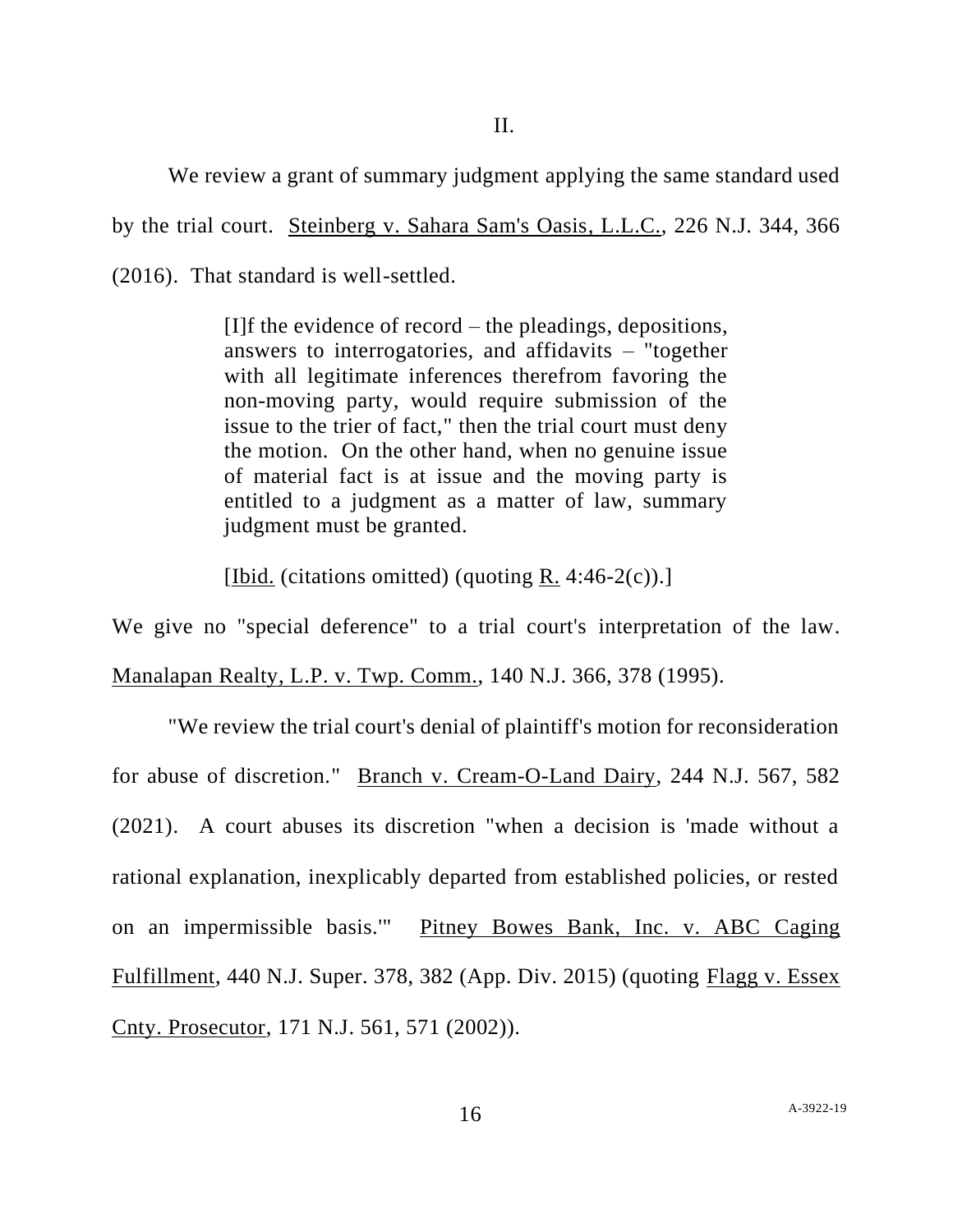II.

We review a grant of summary judgment applying the same standard used by the trial court. Steinberg v. Sahara Sam's Oasis, L.L.C., 226 N.J. 344, 366 (2016). That standard is well-settled.

> [I]f the evidence of record – the pleadings, depositions, answers to interrogatories, and affidavits – "together with all legitimate inferences therefrom favoring the non-moving party, would require submission of the issue to the trier of fact," then the trial court must deny the motion. On the other hand, when no genuine issue of material fact is at issue and the moving party is entitled to a judgment as a matter of law, summary judgment must be granted.
>
> [Ibid. (citations omitted) (quoting R. 4:46-2(c)).]

We give no "special deference" to a trial court's interpretation of the law. Manalapan Realty, L.P. v. Twp. Comm., 140 N.J. 366, 378 (1995).

"We review the trial court's denial of plaintiff's motion for reconsideration for abuse of discretion." Branch v. Cream-O-Land Dairy, 244 N.J. 567, 582 (2021). A court abuses its discretion "when a decision is 'made without a rational explanation, inexplicably departed from established policies, or rested on an impermissible basis.'" Pitney Bowes Bank, Inc. v. ABC Caging Fulfillment, 440 N.J. Super. 378, 382 (App. Div. 2015) (quoting Flagg v. Essex Cnty. Prosecutor, 171 N.J. 561, 571 (2002)).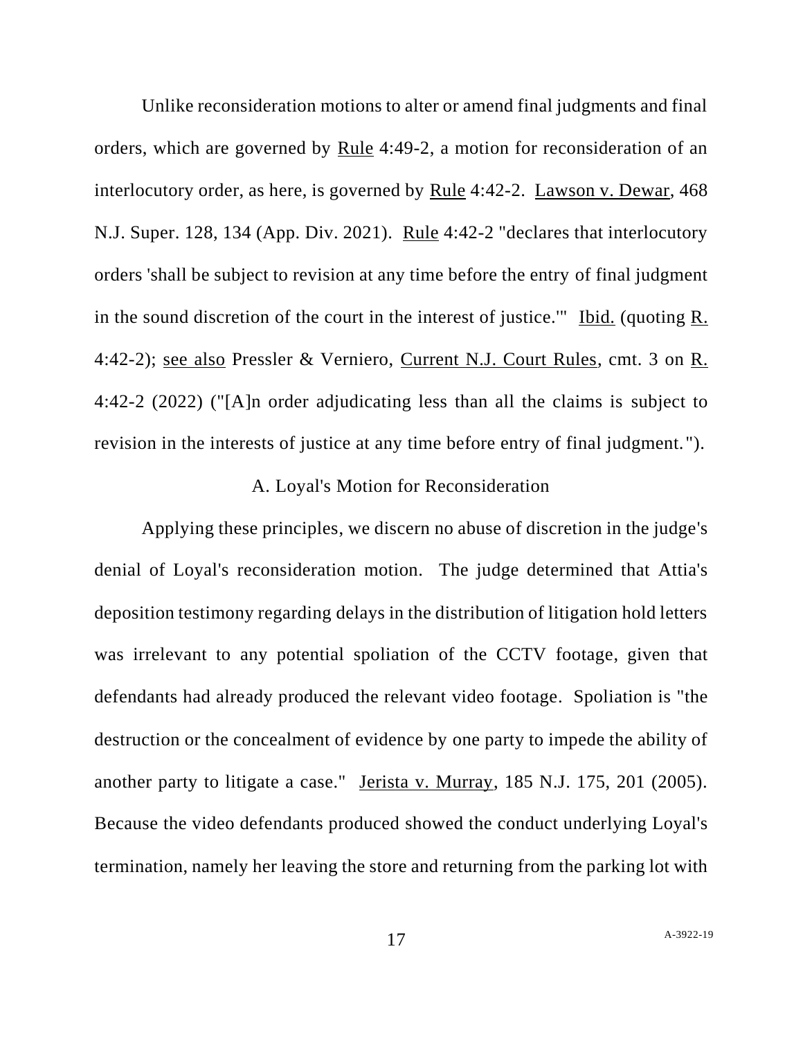Unlike reconsideration motions to alter or amend final judgments and final orders, which are governed by Rule 4:49-2, a motion for reconsideration of an interlocutory order, as here, is governed by Rule 4:42-2. Lawson v. Dewar, 468 N.J. Super. 128, 134 (App. Div. 2021). Rule 4:42-2 "declares that interlocutory orders 'shall be subject to revision at any time before the entry of final judgment in the sound discretion of the court in the interest of justice.'" Ibid. (quoting R. 4:42-2); see also Pressler & Verniero, Current N.J. Court Rules, cmt. 3 on R. 4:42-2 (2022) ("[A]n order adjudicating less than all the claims is subject to revision in the interests of justice at any time before entry of final judgment.").

### A. Loyal's Motion for Reconsideration

Applying these principles, we discern no abuse of discretion in the judge's denial of Loyal's reconsideration motion. The judge determined that Attia's deposition testimony regarding delays in the distribution of litigation hold letters was irrelevant to any potential spoliation of the CCTV footage, given that defendants had already produced the relevant video footage. Spoliation is "the destruction or the concealment of evidence by one party to impede the ability of another party to litigate a case." Jerista v. Murray, 185 N.J. 175, 201 (2005). Because the video defendants produced showed the conduct underlying Loyal's termination, namely her leaving the store and returning from the parking lot with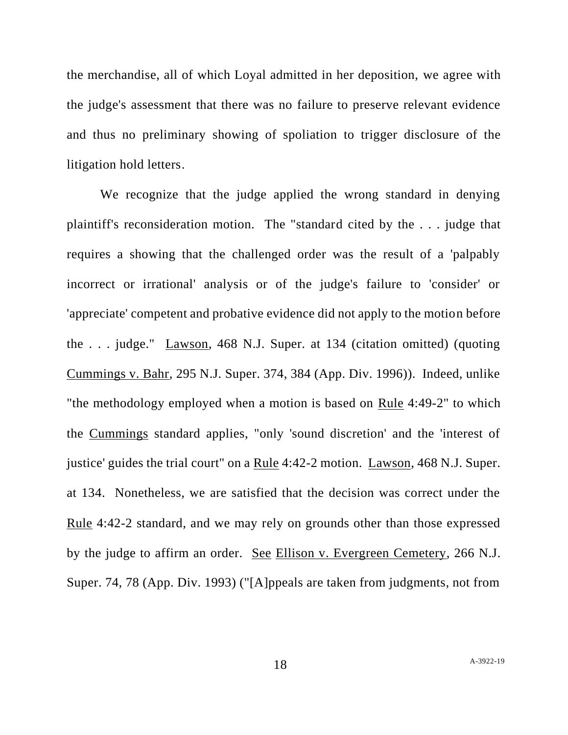the merchandise, all of which Loyal admitted in her deposition, we agree with the judge's assessment that there was no failure to preserve relevant evidence and thus no preliminary showing of spoliation to trigger disclosure of the litigation hold letters.

We recognize that the judge applied the wrong standard in denying plaintiff's reconsideration motion. The "standard cited by the . . . judge that requires a showing that the challenged order was the result of a 'palpably incorrect or irrational' analysis or of the judge's failure to 'consider' or 'appreciate' competent and probative evidence did not apply to the motion before the . . . judge." Lawson, 468 N.J. Super. at 134 (citation omitted) (quoting Cummings v. Bahr, 295 N.J. Super. 374, 384 (App. Div. 1996)). Indeed, unlike "the methodology employed when a motion is based on Rule 4:49-2" to which the Cummings standard applies, "only 'sound discretion' and the 'interest of justice' guides the trial court" on a Rule 4:42-2 motion. Lawson, 468 N.J. Super. at 134. Nonetheless, we are satisfied that the decision was correct under the Rule 4:42-2 standard, and we may rely on grounds other than those expressed by the judge to affirm an order. See Ellison v. Evergreen Cemetery, 266 N.J. Super. 74, 78 (App. Div. 1993) ("[A]ppeals are taken from judgments, not from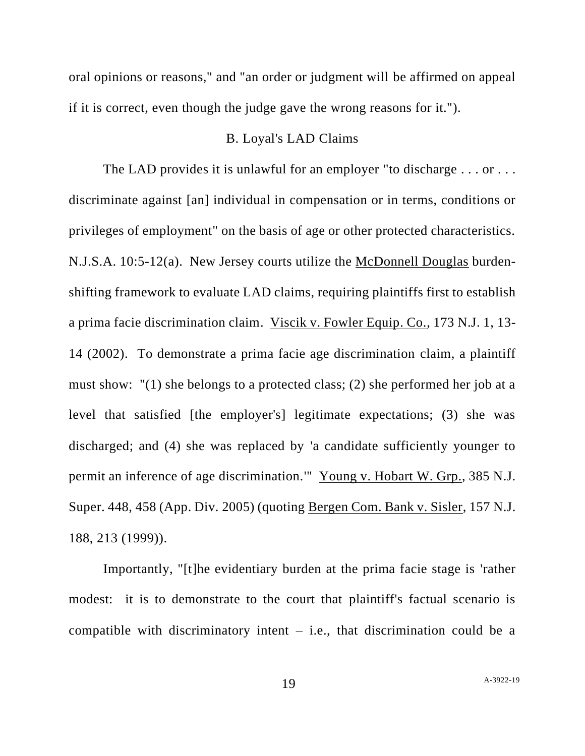oral opinions or reasons," and "an order or judgment will be affirmed on appeal if it is correct, even though the judge gave the wrong reasons for it.").

### B. Loyal's LAD Claims

The LAD provides it is unlawful for an employer "to discharge . . . or . . . discriminate against [an] individual in compensation or in terms, conditions or privileges of employment" on the basis of age or other protected characteristics. N.J.S.A. 10:5-12(a). New Jersey courts utilize the McDonnell Douglas burden-shifting framework to evaluate LAD claims, requiring plaintiffs first to establish a prima facie discrimination claim. Viscik v. Fowler Equip. Co., 173 N.J. 1, 13-14 (2002). To demonstrate a prima facie age discrimination claim, a plaintiff must show: "(1) she belongs to a protected class; (2) she performed her job at a level that satisfied [the employer's] legitimate expectations; (3) she was discharged; and (4) she was replaced by 'a candidate sufficiently younger to permit an inference of age discrimination.'" Young v. Hobart W. Grp., 385 N.J. Super. 448, 458 (App. Div. 2005) (quoting Bergen Com. Bank v. Sisler, 157 N.J. 188, 213 (1999)).

Importantly, "[t]he evidentiary burden at the prima facie stage is 'rather modest: it is to demonstrate to the court that plaintiff's factual scenario is compatible with discriminatory intent – i.e., that discrimination could be a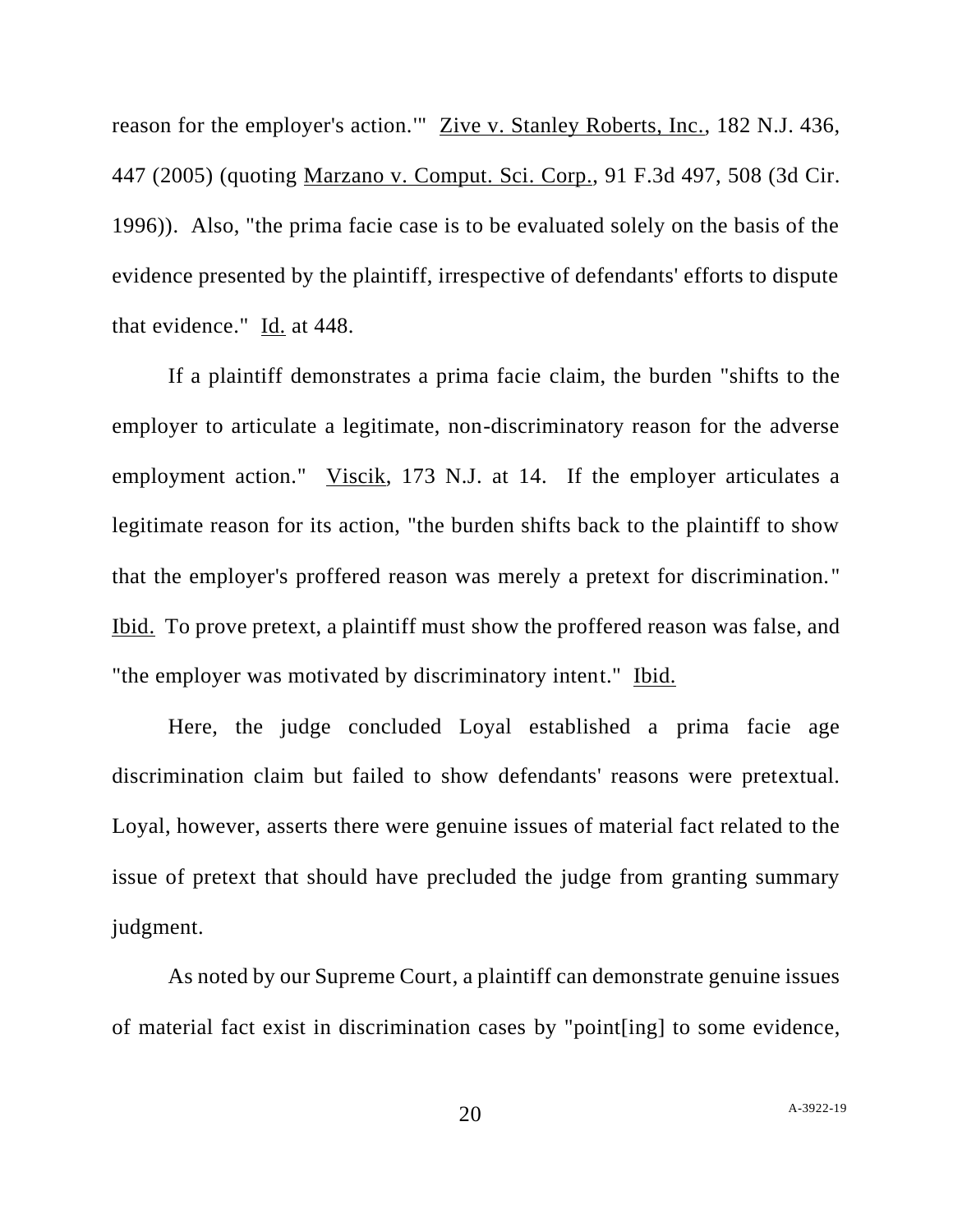reason for the employer's action.'" Zive v. Stanley Roberts, Inc., 182 N.J. 436, 447 (2005) (quoting Marzano v. Comput. Sci. Corp., 91 F.3d 497, 508 (3d Cir. 1996)). Also, "the prima facie case is to be evaluated solely on the basis of the evidence presented by the plaintiff, irrespective of defendants' efforts to dispute that evidence." Id. at 448.

If a plaintiff demonstrates a prima facie claim, the burden "shifts to the employer to articulate a legitimate, non-discriminatory reason for the adverse employment action." Viscik, 173 N.J. at 14. If the employer articulates a legitimate reason for its action, "the burden shifts back to the plaintiff to show that the employer's proffered reason was merely a pretext for discrimination." Ibid. To prove pretext, a plaintiff must show the proffered reason was false, and "the employer was motivated by discriminatory intent." Ibid.

Here, the judge concluded Loyal established a prima facie age discrimination claim but failed to show defendants' reasons were pretextual. Loyal, however, asserts there were genuine issues of material fact related to the issue of pretext that should have precluded the judge from granting summary judgment.

As noted by our Supreme Court, a plaintiff can demonstrate genuine issues of material fact exist in discrimination cases by "point[ing] to some evidence,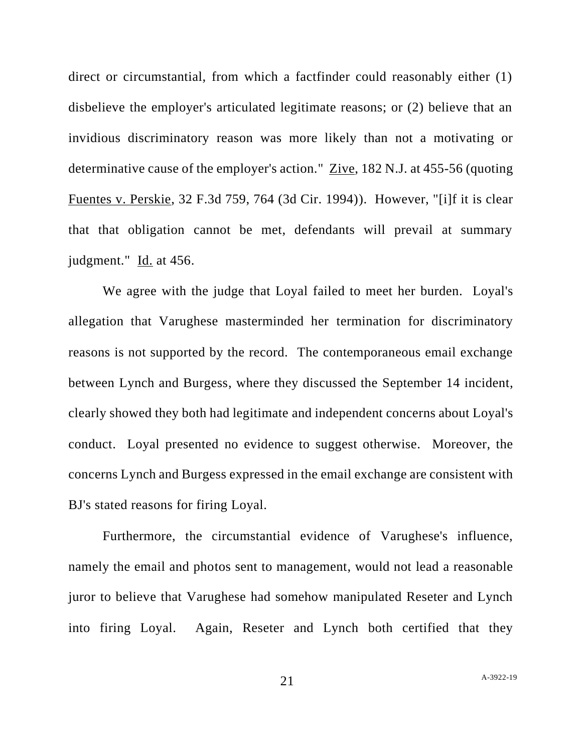direct or circumstantial, from which a factfinder could reasonably either (1) disbelieve the employer's articulated legitimate reasons; or (2) believe that an invidious discriminatory reason was more likely than not a motivating or determinative cause of the employer's action." Zive, 182 N.J. at 455-56 (quoting Fuentes v. Perskie, 32 F.3d 759, 764 (3d Cir. 1994)). However, "[i]f it is clear that that obligation cannot be met, defendants will prevail at summary judgment." Id. at 456.

We agree with the judge that Loyal failed to meet her burden. Loyal's allegation that Varughese masterminded her termination for discriminatory reasons is not supported by the record. The contemporaneous email exchange between Lynch and Burgess, where they discussed the September 14 incident, clearly showed they both had legitimate and independent concerns about Loyal's conduct. Loyal presented no evidence to suggest otherwise. Moreover, the concerns Lynch and Burgess expressed in the email exchange are consistent with BJ's stated reasons for firing Loyal.

Furthermore, the circumstantial evidence of Varughese's influence, namely the email and photos sent to management, would not lead a reasonable juror to believe that Varughese had somehow manipulated Reseter and Lynch into firing Loyal. Again, Reseter and Lynch both certified that they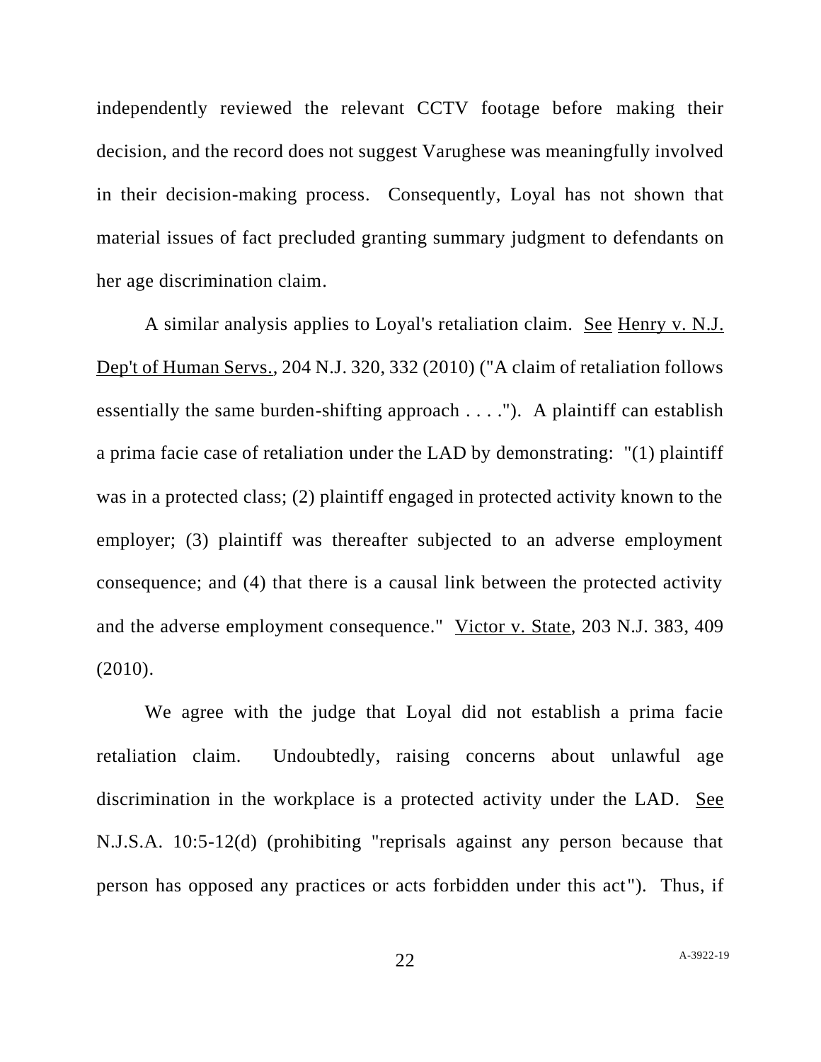independently reviewed the relevant CCTV footage before making their decision, and the record does not suggest Varughese was meaningfully involved in their decision-making process. Consequently, Loyal has not shown that material issues of fact precluded granting summary judgment to defendants on her age discrimination claim.

A similar analysis applies to Loyal's retaliation claim. See Henry v. N.J. Dep't of Human Servs., 204 N.J. 320, 332 (2010) ("A claim of retaliation follows essentially the same burden-shifting approach . . . ."). A plaintiff can establish a prima facie case of retaliation under the LAD by demonstrating: "(1) plaintiff was in a protected class; (2) plaintiff engaged in protected activity known to the employer; (3) plaintiff was thereafter subjected to an adverse employment consequence; and (4) that there is a causal link between the protected activity and the adverse employment consequence." Victor v. State, 203 N.J. 383, 409 (2010).

We agree with the judge that Loyal did not establish a prima facie retaliation claim. Undoubtedly, raising concerns about unlawful age discrimination in the workplace is a protected activity under the LAD. See N.J.S.A. 10:5-12(d) (prohibiting "reprisals against any person because that person has opposed any practices or acts forbidden under this act"). Thus, if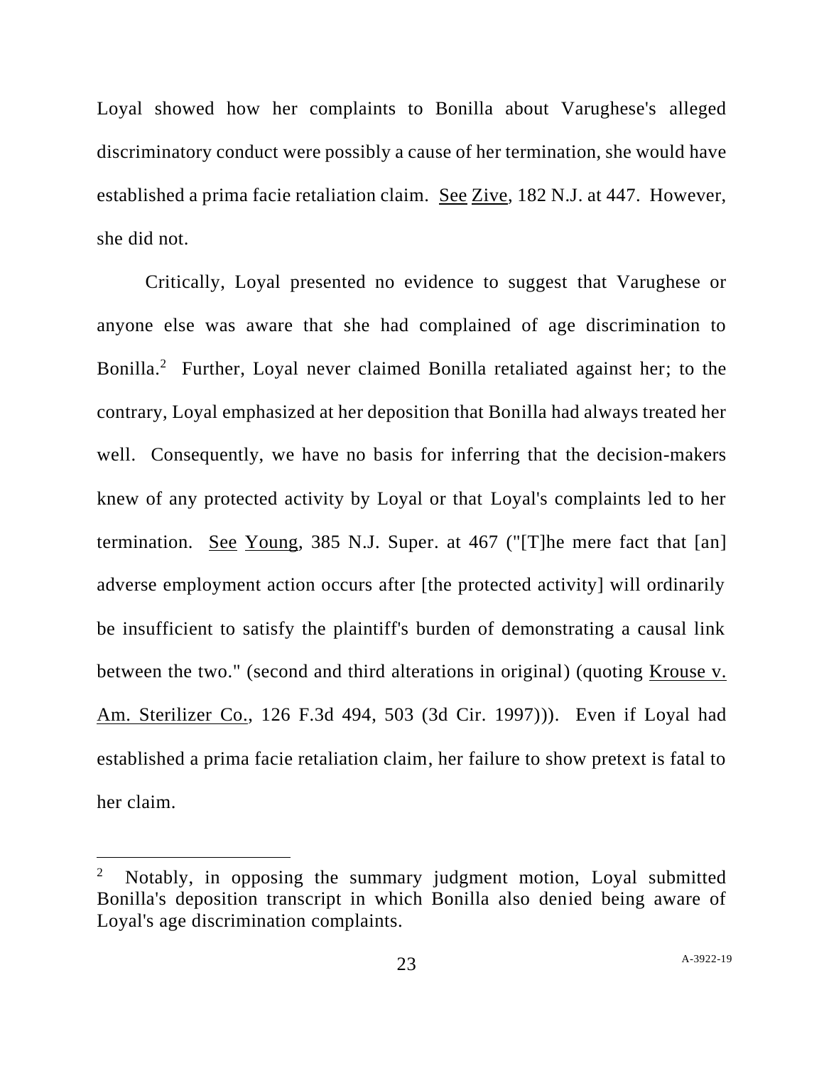Loyal showed how her complaints to Bonilla about Varughese's alleged discriminatory conduct were possibly a cause of her termination, she would have established a prima facie retaliation claim. See Zive, 182 N.J. at 447. However, she did not.

Critically, Loyal presented no evidence to suggest that Varughese or anyone else was aware that she had complained of age discrimination to Bonilla.[2] Further, Loyal never claimed Bonilla retaliated against her; to the contrary, Loyal emphasized at her deposition that Bonilla had always treated her well. Consequently, we have no basis for inferring that the decision-makers knew of any protected activity by Loyal or that Loyal's complaints led to her termination. See Young, 385 N.J. Super. at 467 ("[T]he mere fact that [an] adverse employment action occurs after [the protected activity] will ordinarily be insufficient to satisfy the plaintiff's burden of demonstrating a causal link between the two." (second and third alterations in original) (quoting Krouse v. Am. Sterilizer Co., 126 F.3d 494, 503 (3d Cir. 1997))). Even if Loyal had established a prima facie retaliation claim, her failure to show pretext is fatal to her claim.

---

[2] Notably, in opposing the summary judgment motion, Loyal submitted Bonilla's deposition transcript in which Bonilla also denied being aware of Loyal's age discrimination complaints.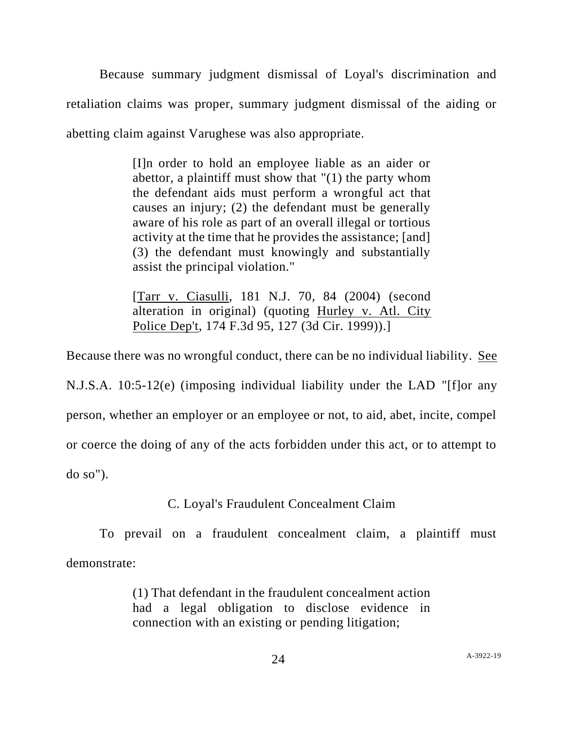Because summary judgment dismissal of Loyal's discrimination and retaliation claims was proper, summary judgment dismissal of the aiding or abetting claim against Varughese was also appropriate.

> [I]n order to hold an employee liable as an aider or abettor, a plaintiff must show that "(1) the party whom the defendant aids must perform a wrongful act that causes an injury; (2) the defendant must be generally aware of his role as part of an overall illegal or tortious activity at the time that he provides the assistance; [and] (3) the defendant must knowingly and substantially assist the principal violation."
>
> [Tarr v. Ciasulli, 181 N.J. 70, 84 (2004) (second alteration in original) (quoting Hurley v. Atl. City Police Dep't, 174 F.3d 95, 127 (3d Cir. 1999)).]

Because there was no wrongful conduct, there can be no individual liability. See N.J.S.A. 10:5-12(e) (imposing individual liability under the LAD "[f]or any person, whether an employer or an employee or not, to aid, abet, incite, compel or coerce the doing of any of the acts forbidden under this act, or to attempt to do so").

### C. Loyal's Fraudulent Concealment Claim

To prevail on a fraudulent concealment claim, a plaintiff must demonstrate:

> (1) That defendant in the fraudulent concealment action had a legal obligation to disclose evidence in connection with an existing or pending litigation;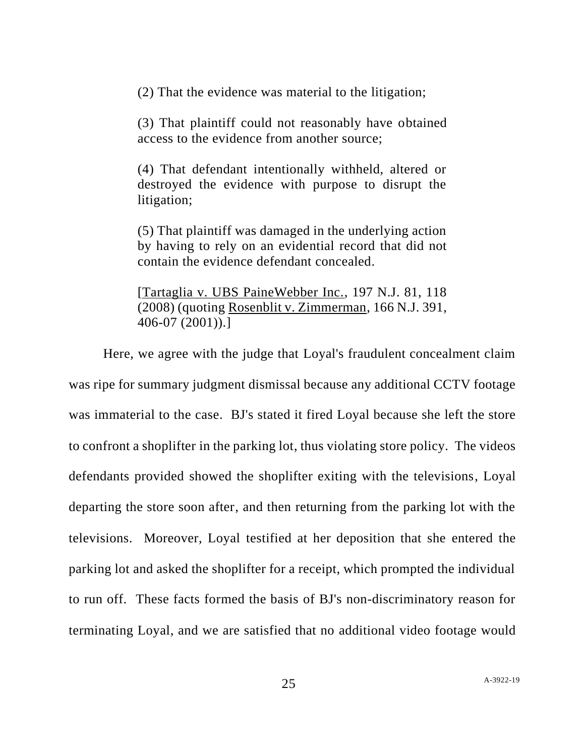> (2) That the evidence was material to the litigation;
>
> (3) That plaintiff could not reasonably have obtained access to the evidence from another source;
>
> (4) That defendant intentionally withheld, altered or destroyed the evidence with purpose to disrupt the litigation;
>
> (5) That plaintiff was damaged in the underlying action by having to rely on an evidential record that did not contain the evidence defendant concealed.
>
> [Tartaglia v. UBS PaineWebber Inc., 197 N.J. 81, 118 (2008) (quoting Rosenblit v. Zimmerman, 166 N.J. 391, 406-07 (2001)).]

Here, we agree with the judge that Loyal's fraudulent concealment claim was ripe for summary judgment dismissal because any additional CCTV footage was immaterial to the case. BJ's stated it fired Loyal because she left the store to confront a shoplifter in the parking lot, thus violating store policy. The videos defendants provided showed the shoplifter exiting with the televisions, Loyal departing the store soon after, and then returning from the parking lot with the televisions. Moreover, Loyal testified at her deposition that she entered the parking lot and asked the shoplifter for a receipt, which prompted the individual to run off. These facts formed the basis of BJ's non-discriminatory reason for terminating Loyal, and we are satisfied that no additional video footage would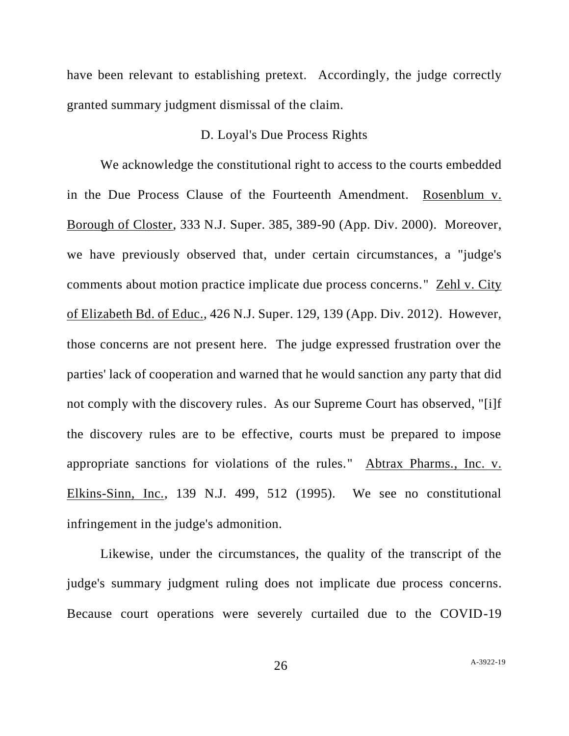have been relevant to establishing pretext. Accordingly, the judge correctly granted summary judgment dismissal of the claim.

### D. Loyal's Due Process Rights

We acknowledge the constitutional right to access to the courts embedded in the Due Process Clause of the Fourteenth Amendment. Rosenblum v. Borough of Closter, 333 N.J. Super. 385, 389-90 (App. Div. 2000). Moreover, we have previously observed that, under certain circumstances, a "judge's comments about motion practice implicate due process concerns." Zehl v. City of Elizabeth Bd. of Educ., 426 N.J. Super. 129, 139 (App. Div. 2012). However, those concerns are not present here. The judge expressed frustration over the parties' lack of cooperation and warned that he would sanction any party that did not comply with the discovery rules. As our Supreme Court has observed, "[i]f the discovery rules are to be effective, courts must be prepared to impose appropriate sanctions for violations of the rules." Abtrax Pharms., Inc. v. Elkins-Sinn, Inc., 139 N.J. 499, 512 (1995). We see no constitutional infringement in the judge's admonition.

Likewise, under the circumstances, the quality of the transcript of the judge's summary judgment ruling does not implicate due process concerns. Because court operations were severely curtailed due to the COVID-19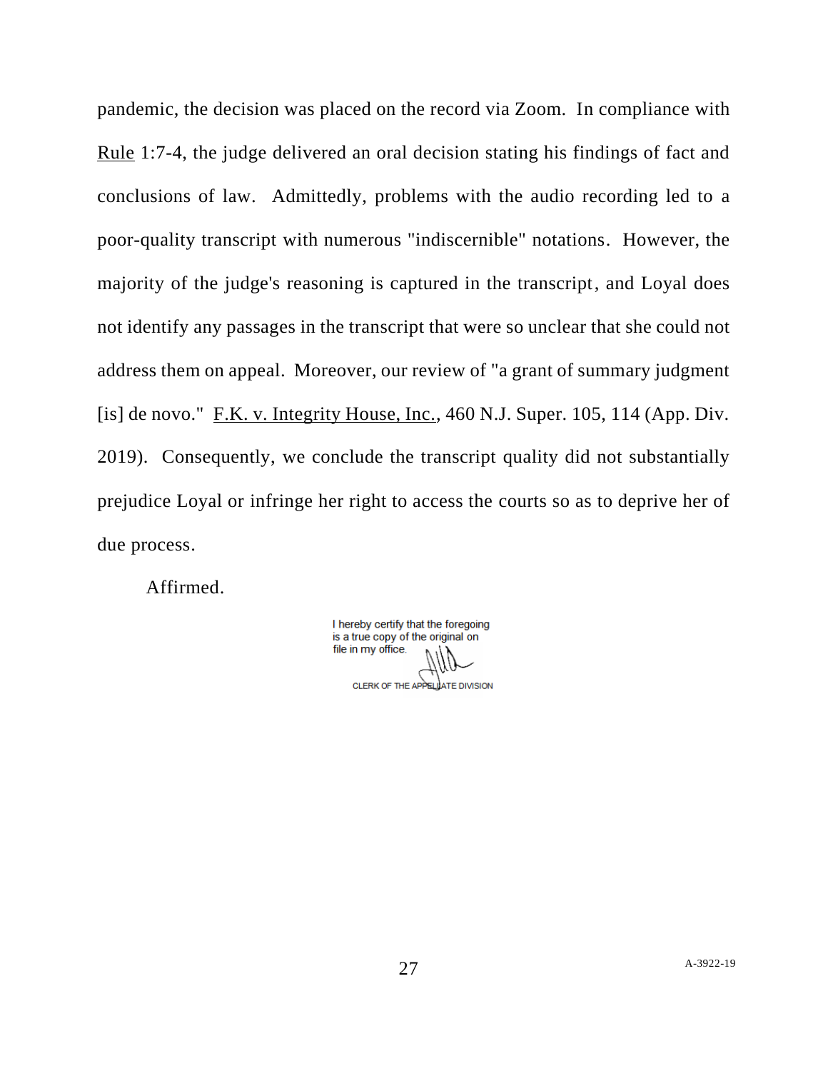pandemic, the decision was placed on the record via Zoom. In compliance with Rule 1:7-4, the judge delivered an oral decision stating his findings of fact and conclusions of law. Admittedly, problems with the audio recording led to a poor-quality transcript with numerous "indiscernible" notations. However, the majority of the judge's reasoning is captured in the transcript, and Loyal does not identify any passages in the transcript that were so unclear that she could not address them on appeal. Moreover, our review of "a grant of summary judgment [is] de novo." F.K. v. Integrity House, Inc., 460 N.J. Super. 105, 114 (App. Div. 2019). Consequently, we conclude the transcript quality did not substantially prejudice Loyal or infringe her right to access the courts so as to deprive her of due process.

Affirmed.

I hereby certify that the foregoing is a true copy of the original on file in my office.

CLERK OF THE APPELLATE DIVISION